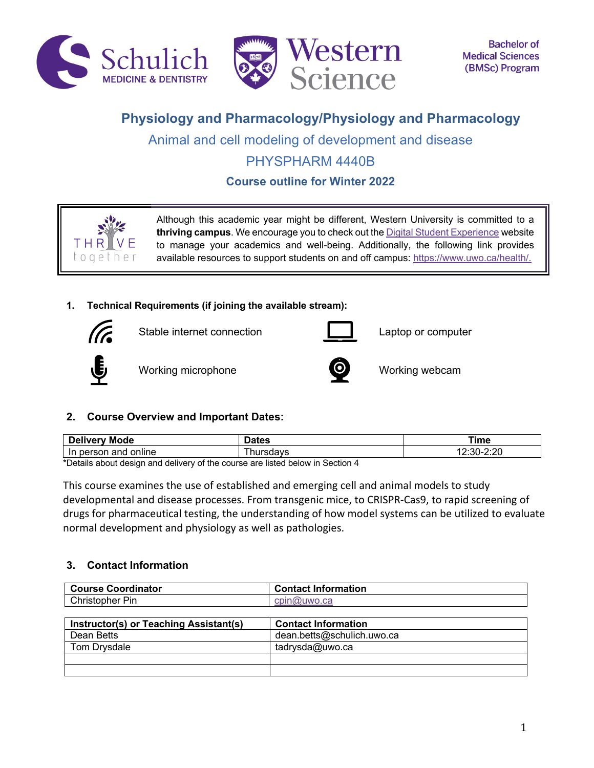Bachelor of Medical Sciences (BMSc) Program

# Physiology and Pharmacology/Physiology and Pharmacology

## Animal and cell modeling of development and disease

## PHYSPHARM 4440B

### Course outline for Winter 2022

Although this academic year might be different, Western University is committed to a **thriving campus**. We encourage you to check out the Digital Student Experience website to manage your academics and well-being. Additionally, the following link provides available resources to support students on and off campus: https://www.uwo.ca/health/.

### 1. Technical Requirements (if joining the available stream):

- Stable internet connection
- Laptop or computer
- Working microphone
- Working webcam

### 2. Course Overview and Important Dates:

| Delivery Mode | Dates | Time |
|---|---|---|
| In person and online | Thursdays | 12:30-2:20 |

*Details about design and delivery of the course are listed below in Section 4

This course examines the use of established and emerging cell and animal models to study developmental and disease processes. From transgenic mice, to CRISPR-Cas9, to rapid screening of drugs for pharmaceutical testing, the understanding of how model systems can be utilized to evaluate normal development and physiology as well as pathologies.

### 3. Contact Information

| Course Coordinator | Contact Information |
|---|---|
| Christopher Pin | cpin@uwo.ca |

| Instructor(s) or Teaching Assistant(s) | Contact Information |
|---|---|
| Dean Betts | dean.betts@schulich.uwo.ca |
| Tom Drysdale | tadrysda@uwo.ca |
| | |
| | |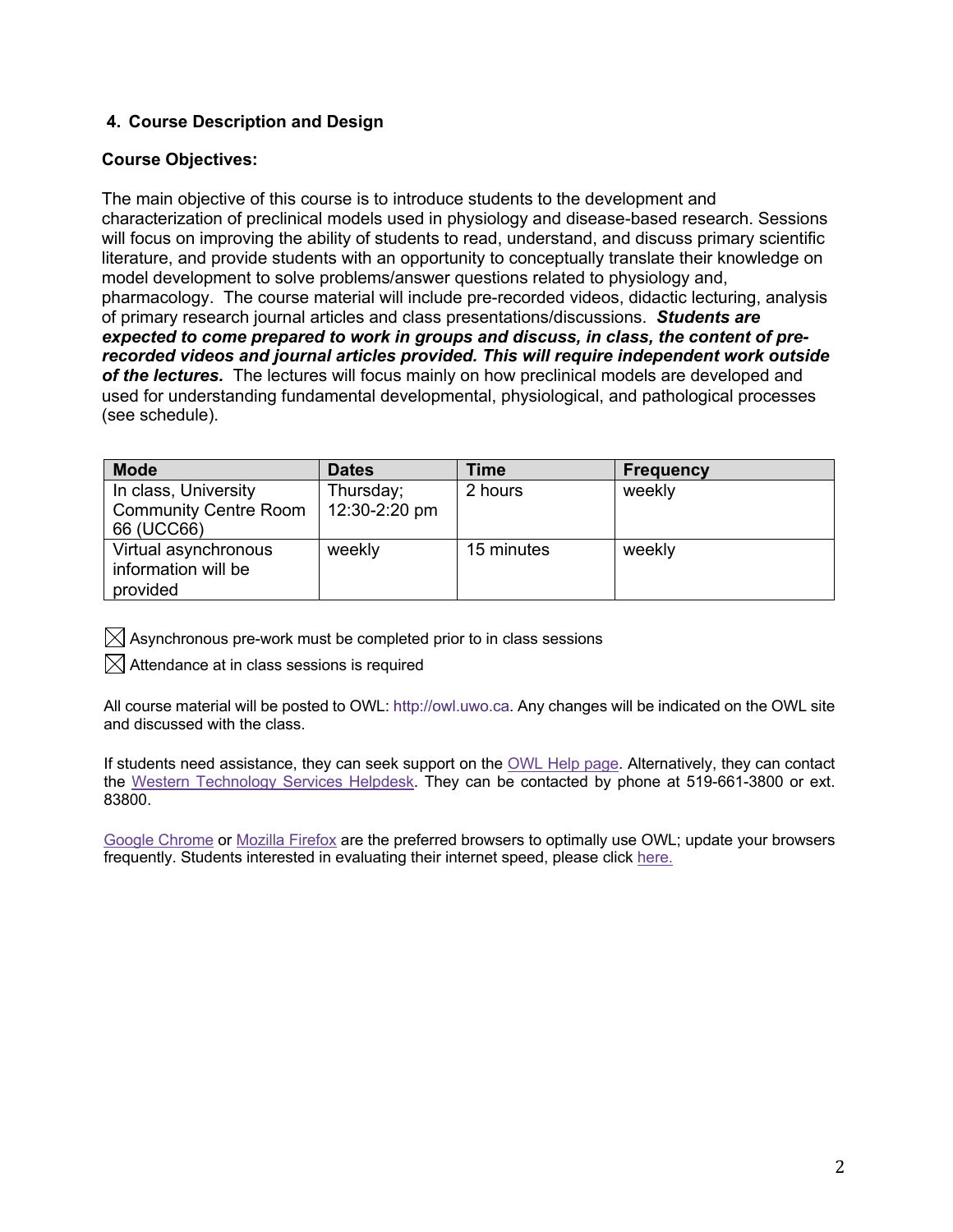## 4. Course Description and Design

### Course Objectives:

The main objective of this course is to introduce students to the development and characterization of preclinical models used in physiology and disease-based research. Sessions will focus on improving the ability of students to read, understand, and discuss primary scientific literature, and provide students with an opportunity to conceptually translate their knowledge on model development to solve problems/answer questions related to physiology and, pharmacology. The course material will include pre-recorded videos, didactic lecturing, analysis of primary research journal articles and class presentations/discussions. ***Students are expected to come prepared to work in groups and discuss, in class, the content of pre-recorded videos and journal articles provided. This will require independent work outside of the lectures.*** The lectures will focus mainly on how preclinical models are developed and used for understanding fundamental developmental, physiological, and pathological processes (see schedule).

| Mode | Dates | Time | Frequency |
| --- | --- | --- | --- |
| In class, University Community Centre Room 66 (UCC66) | Thursday; 12:30-2:20 pm | 2 hours | weekly |
| Virtual asynchronous information will be provided | weekly | 15 minutes | weekly |

☒ Asynchronous pre-work must be completed prior to in class sessions

☒ Attendance at in class sessions is required

All course material will be posted to OWL: http://owl.uwo.ca. Any changes will be indicated on the OWL site and discussed with the class.

If students need assistance, they can seek support on the OWL Help page. Alternatively, they can contact the Western Technology Services Helpdesk. They can be contacted by phone at 519-661-3800 or ext. 83800.

Google Chrome or Mozilla Firefox are the preferred browsers to optimally use OWL; update your browsers frequently. Students interested in evaluating their internet speed, please click here.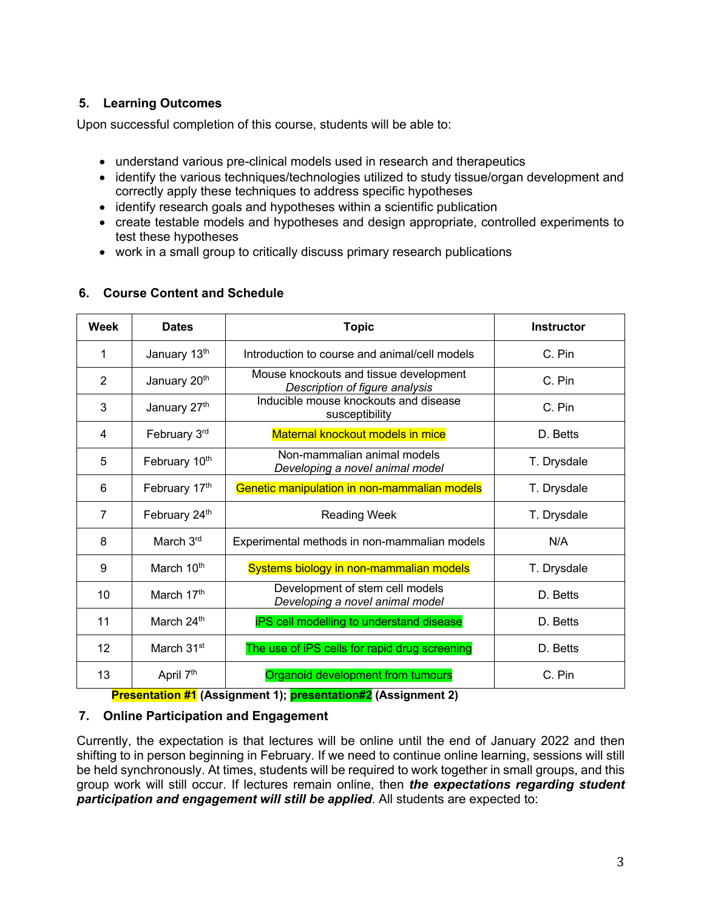## 5. Learning Outcomes

Upon successful completion of this course, students will be able to:

- understand various pre-clinical models used in research and therapeutics
- identify the various techniques/technologies utilized to study tissue/organ development and correctly apply these techniques to address specific hypotheses
- identify research goals and hypotheses within a scientific publication
- create testable models and hypotheses and design appropriate, controlled experiments to test these hypotheses
- work in a small group to critically discuss primary research publications

## 6. Course Content and Schedule

| Week | Dates | Topic | Instructor |
|---|---|---|---|
| 1 | January 13th | Introduction to course and animal/cell models | C. Pin |
| 2 | January 20th | Mouse knockouts and tissue development *Description of figure analysis* | C. Pin |
| 3 | January 27th | Inducible mouse knockouts and disease susceptibility | C. Pin |
| 4 | February 3rd | Maternal knockout models in mice | D. Betts |
| 5 | February 10th | Non-mammalian animal models *Developing a novel animal model* | T. Drysdale |
| 6 | February 17th | Genetic manipulation in non-mammalian models | T. Drysdale |
| 7 | February 24th | Reading Week | T. Drysdale |
| 8 | March 3rd | Experimental methods in non-mammalian models | N/A |
| 9 | March 10th | Systems biology in non-mammalian models | T. Drysdale |
| 10 | March 17th | Development of stem cell models *Developing a novel animal model* | D. Betts |
| 11 | March 24th | iPS cell modelling to understand disease | D. Betts |
| 12 | March 31st | The use of iPS cells for rapid drug screening | D. Betts |
| 13 | April 7th | Organoid development from tumours | C. Pin |

**Presentation #1 (Assignment 1); presentation#2 (Assignment 2)**

## 7. Online Participation and Engagement

Currently, the expectation is that lectures will be online until the end of January 2022 and then shifting to in person beginning in February. If we need to continue online learning, sessions will still be held synchronously. At times, students will be required to work together in small groups, and this group work will still occur. If lectures remain online, then ***the expectations regarding student participation and engagement will still be applied***. All students are expected to: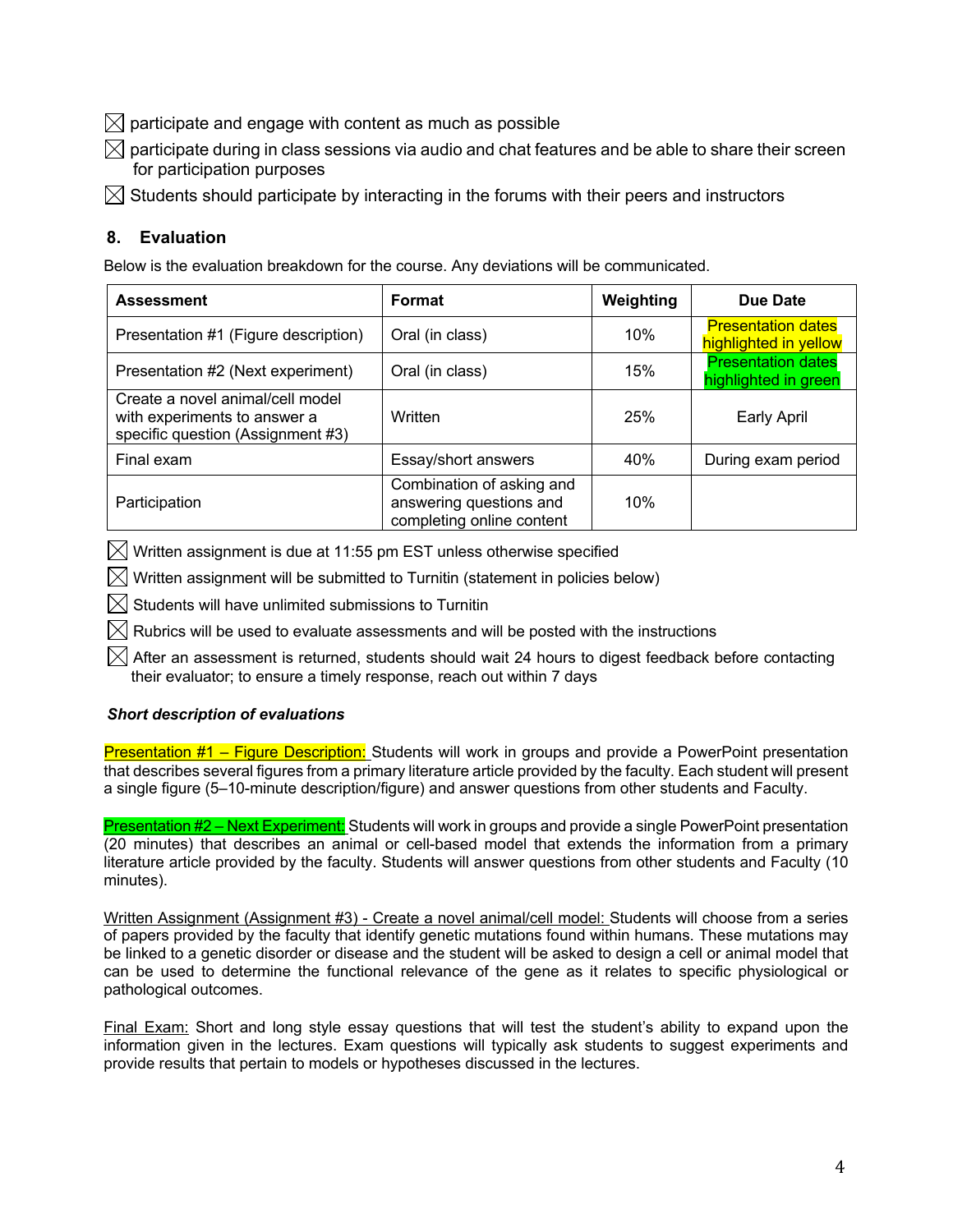☒ participate and engage with content as much as possible

☒ participate during in class sessions via audio and chat features and be able to share their screen for participation purposes

☒ Students should participate by interacting in the forums with their peers and instructors

## 8. Evaluation

Below is the evaluation breakdown for the course. Any deviations will be communicated.

| Assessment | Format | Weighting | Due Date |
|---|---|---|---|
| Presentation #1 (Figure description) | Oral (in class) | 10% | Presentation dates highlighted in yellow |
| Presentation #2 (Next experiment) | Oral (in class) | 15% | Presentation dates highlighted in green |
| Create a novel animal/cell model with experiments to answer a specific question (Assignment #3) | Written | 25% | Early April |
| Final exam | Essay/short answers | 40% | During exam period |
| Participation | Combination of asking and answering questions and completing online content | 10% | |

☒ Written assignment is due at 11:55 pm EST unless otherwise specified

☒ Written assignment will be submitted to Turnitin (statement in policies below)

☒ Students will have unlimited submissions to Turnitin

☒ Rubrics will be used to evaluate assessments and will be posted with the instructions

☒ After an assessment is returned, students should wait 24 hours to digest feedback before contacting their evaluator; to ensure a timely response, reach out within 7 days

***Short description of evaluations***

Presentation #1 – Figure Description: Students will work in groups and provide a PowerPoint presentation that describes several figures from a primary literature article provided by the faculty. Each student will present a single figure (5–10-minute description/figure) and answer questions from other students and Faculty.

Presentation #2 – Next Experiment: Students will work in groups and provide a single PowerPoint presentation (20 minutes) that describes an animal or cell-based model that extends the information from a primary literature article provided by the faculty. Students will answer questions from other students and Faculty (10 minutes).

Written Assignment (Assignment #3) - Create a novel animal/cell model: Students will choose from a series of papers provided by the faculty that identify genetic mutations found within humans. These mutations may be linked to a genetic disorder or disease and the student will be asked to design a cell or animal model that can be used to determine the functional relevance of the gene as it relates to specific physiological or pathological outcomes.

Final Exam: Short and long style essay questions that will test the student's ability to expand upon the information given in the lectures. Exam questions will typically ask students to suggest experiments and provide results that pertain to models or hypotheses discussed in the lectures.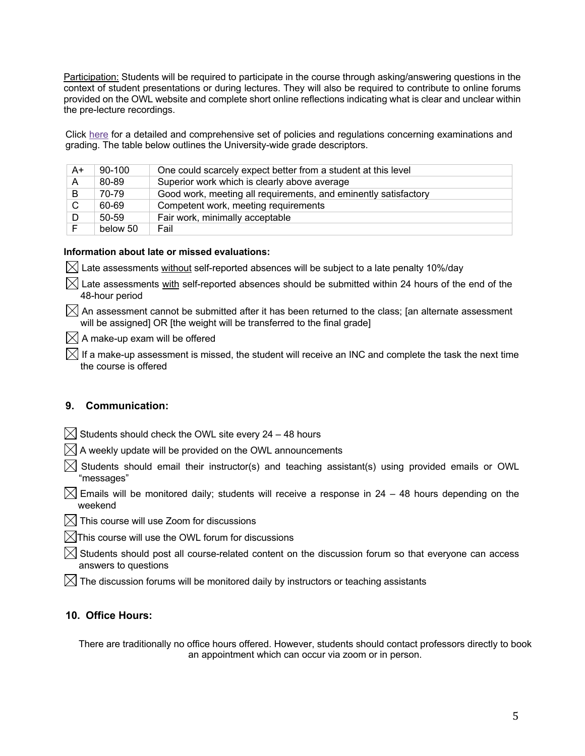Participation: Students will be required to participate in the course through asking/answering questions in the context of student presentations or during lectures. They will also be required to contribute to online forums provided on the OWL website and complete short online reflections indicating what is clear and unclear within the pre-lecture recordings.

Click here for a detailed and comprehensive set of policies and regulations concerning examinations and grading. The table below outlines the University-wide grade descriptors.

| | | |
|---|---|---|
| A+ | 90-100 | One could scarcely expect better from a student at this level |
| A | 80-89 | Superior work which is clearly above average |
| B | 70-79 | Good work, meeting all requirements, and eminently satisfactory |
| C | 60-69 | Competent work, meeting requirements |
| D | 50-59 | Fair work, minimally acceptable |
| F | below 50 | Fail |

**Information about late or missed evaluations:**

- ☒ Late assessments without self-reported absences will be subject to a late penalty 10%/day
- ☒ Late assessments with self-reported absences should be submitted within 24 hours of the end of the 48-hour period
- ☒ An assessment cannot be submitted after it has been returned to the class; [an alternate assessment will be assigned] OR [the weight will be transferred to the final grade]
- ☒ A make-up exam will be offered
- ☒ If a make-up assessment is missed, the student will receive an INC and complete the task the next time the course is offered

## 9. Communication:

- ☒ Students should check the OWL site every 24 – 48 hours
- ☒ A weekly update will be provided on the OWL announcements
- ☒ Students should email their instructor(s) and teaching assistant(s) using provided emails or OWL "messages"
- ☒ Emails will be monitored daily; students will receive a response in 24 – 48 hours depending on the weekend
- ☒ This course will use Zoom for discussions
- ☒ This course will use the OWL forum for discussions
- ☒ Students should post all course-related content on the discussion forum so that everyone can access answers to questions
- ☒ The discussion forums will be monitored daily by instructors or teaching assistants

## 10. Office Hours:

There are traditionally no office hours offered. However, students should contact professors directly to book an appointment which can occur via zoom or in person.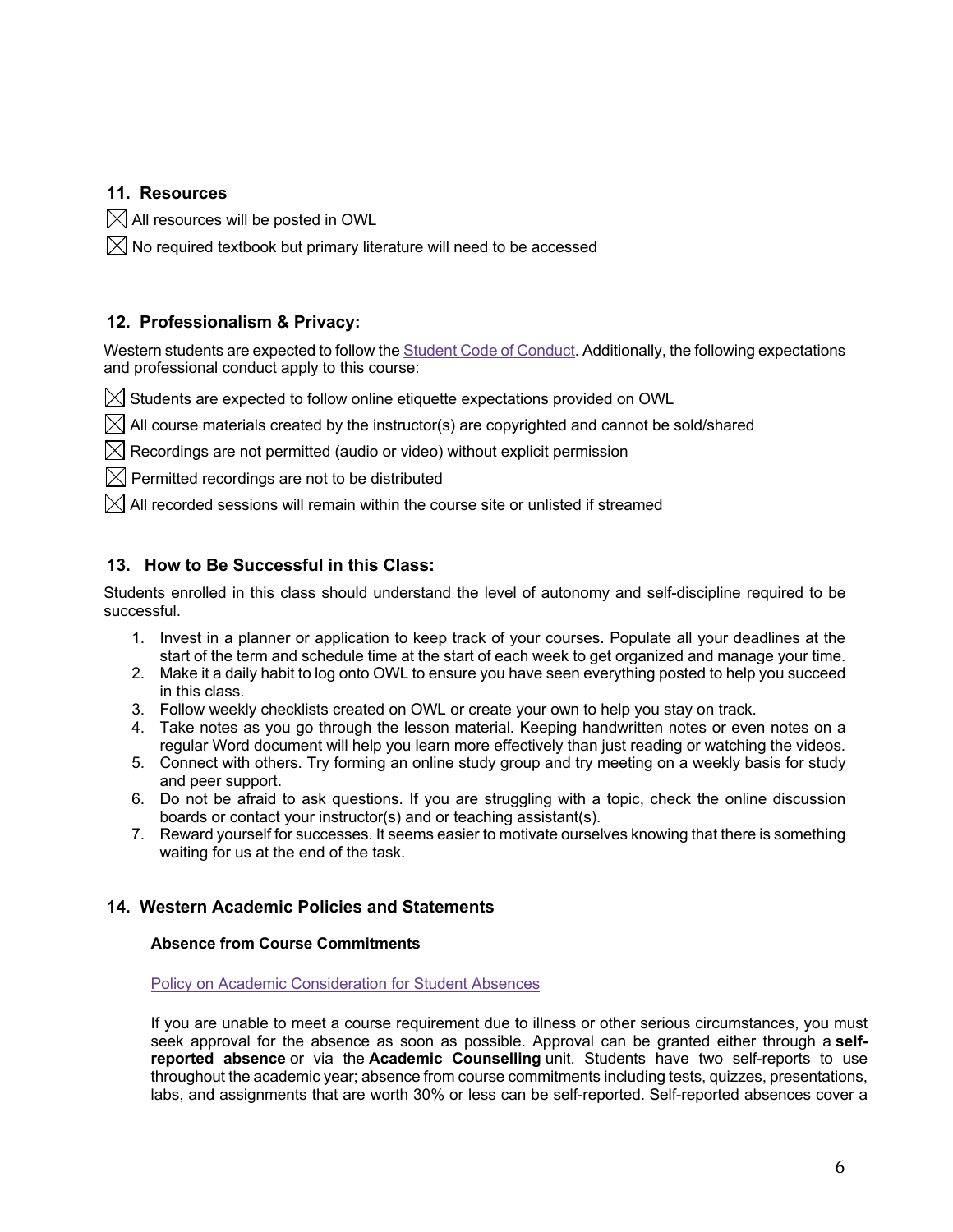## 11. Resources

- ☒ All resources will be posted in OWL
- ☒ No required textbook but primary literature will need to be accessed

## 12. Professionalism & Privacy:

Western students are expected to follow the Student Code of Conduct. Additionally, the following expectations and professional conduct apply to this course:

- ☒ Students are expected to follow online etiquette expectations provided on OWL
- ☒ All course materials created by the instructor(s) are copyrighted and cannot be sold/shared
- ☒ Recordings are not permitted (audio or video) without explicit permission
- ☒ Permitted recordings are not to be distributed
- ☒ All recorded sessions will remain within the course site or unlisted if streamed

## 13. How to Be Successful in this Class:

Students enrolled in this class should understand the level of autonomy and self-discipline required to be successful.

1. Invest in a planner or application to keep track of your courses. Populate all your deadlines at the start of the term and schedule time at the start of each week to get organized and manage your time.
2. Make it a daily habit to log onto OWL to ensure you have seen everything posted to help you succeed in this class.
3. Follow weekly checklists created on OWL or create your own to help you stay on track.
4. Take notes as you go through the lesson material. Keeping handwritten notes or even notes on a regular Word document will help you learn more effectively than just reading or watching the videos.
5. Connect with others. Try forming an online study group and try meeting on a weekly basis for study and peer support.
6. Do not be afraid to ask questions. If you are struggling with a topic, check the online discussion boards or contact your instructor(s) and or teaching assistant(s).
7. Reward yourself for successes. It seems easier to motivate ourselves knowing that there is something waiting for us at the end of the task.

## 14. Western Academic Policies and Statements

### Absence from Course Commitments

Policy on Academic Consideration for Student Absences

If you are unable to meet a course requirement due to illness or other serious circumstances, you must seek approval for the absence as soon as possible. Approval can be granted either through a **self-reported absence** or via the **Academic Counselling** unit. Students have two self-reports to use throughout the academic year; absence from course commitments including tests, quizzes, presentations, labs, and assignments that are worth 30% or less can be self-reported. Self-reported absences cover a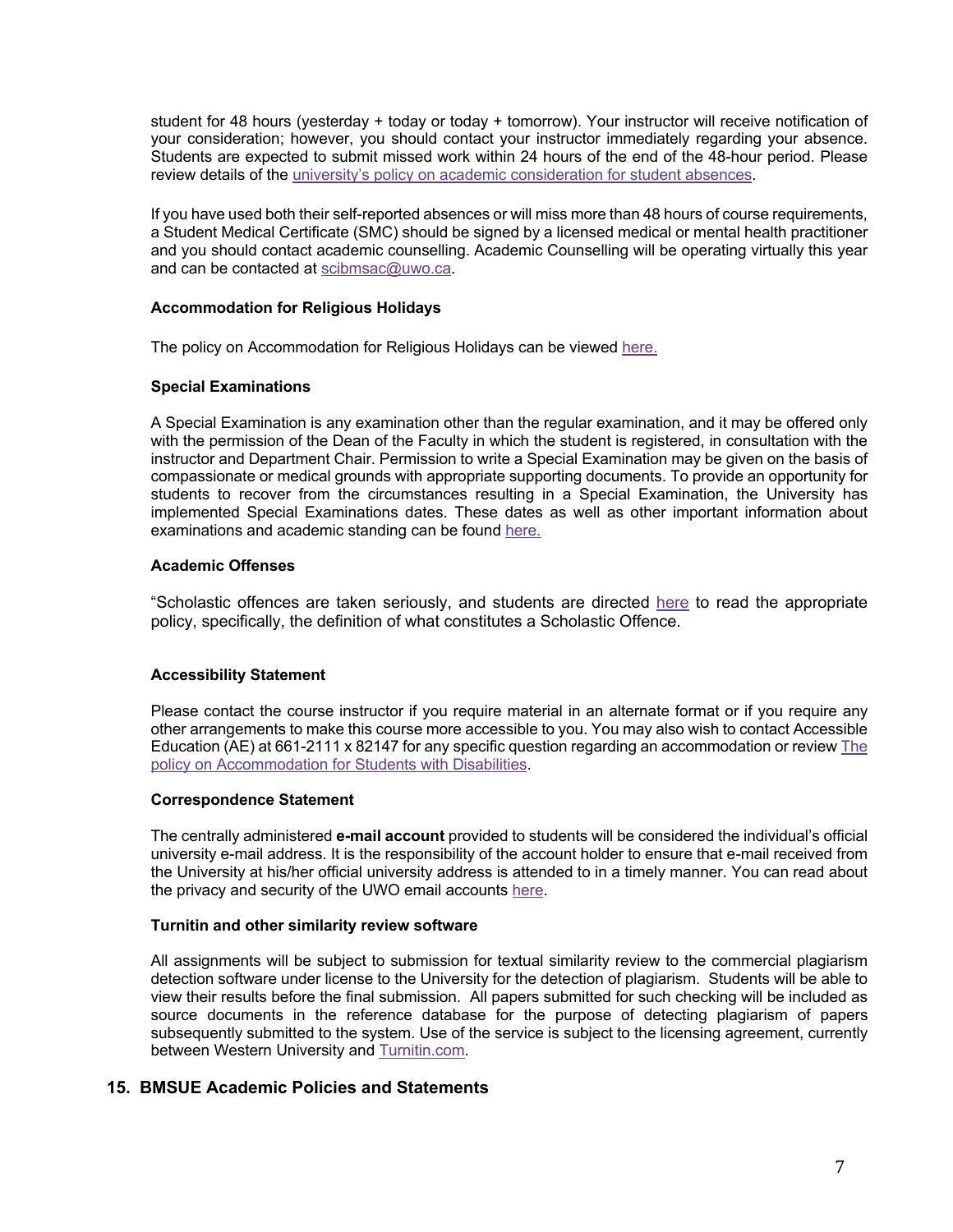student for 48 hours (yesterday + today or today + tomorrow). Your instructor will receive notification of your consideration; however, you should contact your instructor immediately regarding your absence. Students are expected to submit missed work within 24 hours of the end of the 48-hour period. Please review details of the university's policy on academic consideration for student absences.

If you have used both their self-reported absences or will miss more than 48 hours of course requirements, a Student Medical Certificate (SMC) should be signed by a licensed medical or mental health practitioner and you should contact academic counselling. Academic Counselling will be operating virtually this year and can be contacted at scibmsac@uwo.ca.

**Accommodation for Religious Holidays**

The policy on Accommodation for Religious Holidays can be viewed here.

**Special Examinations**

A Special Examination is any examination other than the regular examination, and it may be offered only with the permission of the Dean of the Faculty in which the student is registered, in consultation with the instructor and Department Chair. Permission to write a Special Examination may be given on the basis of compassionate or medical grounds with appropriate supporting documents. To provide an opportunity for students to recover from the circumstances resulting in a Special Examination, the University has implemented Special Examinations dates. These dates as well as other important information about examinations and academic standing can be found here.

**Academic Offenses**

"Scholastic offences are taken seriously, and students are directed here to read the appropriate policy, specifically, the definition of what constitutes a Scholastic Offence.

**Accessibility Statement**

Please contact the course instructor if you require material in an alternate format or if you require any other arrangements to make this course more accessible to you. You may also wish to contact Accessible Education (AE) at 661-2111 x 82147 for any specific question regarding an accommodation or review The policy on Accommodation for Students with Disabilities.

**Correspondence Statement**

The centrally administered **e-mail account** provided to students will be considered the individual's official university e-mail address. It is the responsibility of the account holder to ensure that e-mail received from the University at his/her official university address is attended to in a timely manner. You can read about the privacy and security of the UWO email accounts here.

**Turnitin and other similarity review software**

All assignments will be subject to submission for textual similarity review to the commercial plagiarism detection software under license to the University for the detection of plagiarism. Students will be able to view their results before the final submission. All papers submitted for such checking will be included as source documents in the reference database for the purpose of detecting plagiarism of papers subsequently submitted to the system. Use of the service is subject to the licensing agreement, currently between Western University and Turnitin.com.

## 15. BMSUE Academic Policies and Statements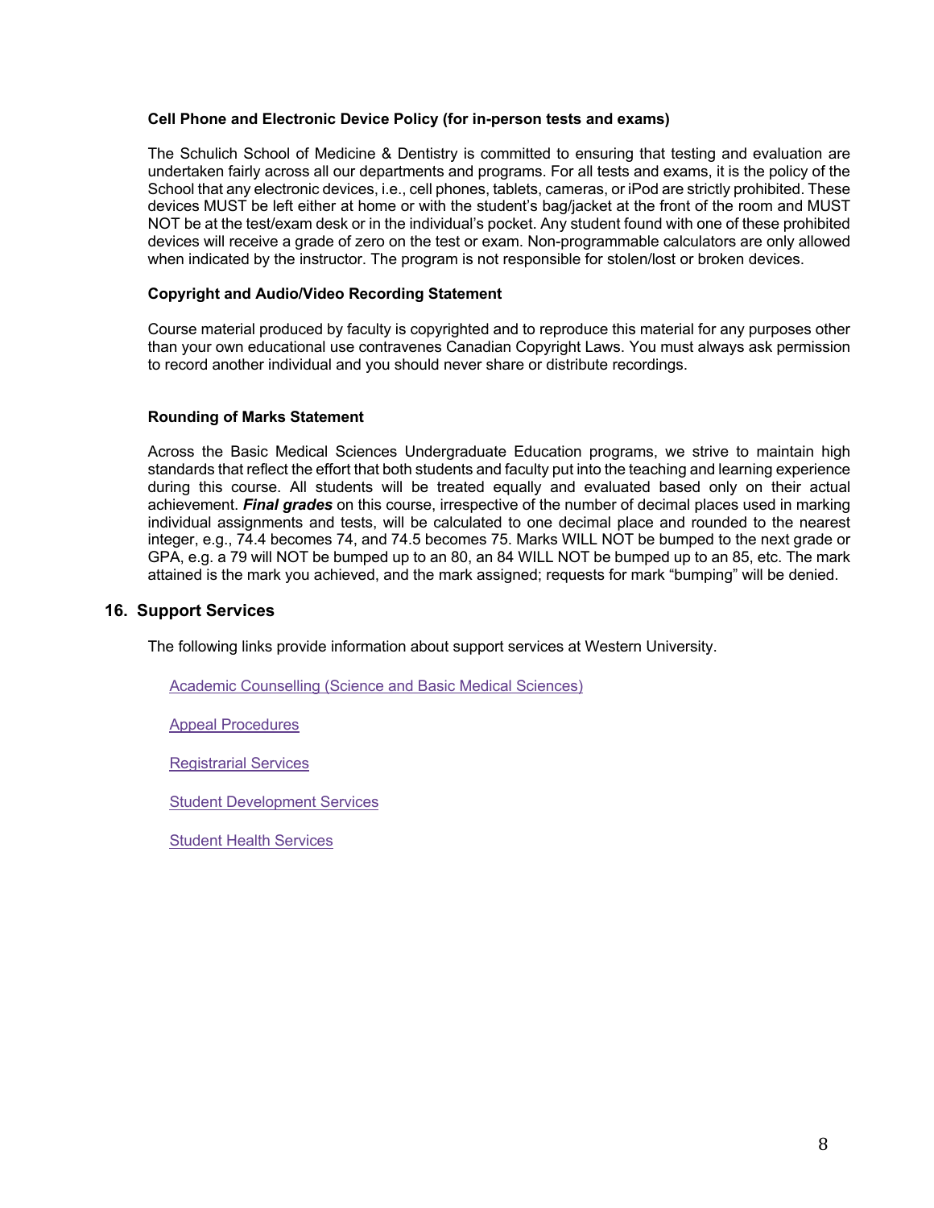**Cell Phone and Electronic Device Policy (for in-person tests and exams)**

The Schulich School of Medicine & Dentistry is committed to ensuring that testing and evaluation are undertaken fairly across all our departments and programs. For all tests and exams, it is the policy of the School that any electronic devices, i.e., cell phones, tablets, cameras, or iPod are strictly prohibited. These devices MUST be left either at home or with the student's bag/jacket at the front of the room and MUST NOT be at the test/exam desk or in the individual's pocket. Any student found with one of these prohibited devices will receive a grade of zero on the test or exam. Non-programmable calculators are only allowed when indicated by the instructor. The program is not responsible for stolen/lost or broken devices.

**Copyright and Audio/Video Recording Statement**

Course material produced by faculty is copyrighted and to reproduce this material for any purposes other than your own educational use contravenes Canadian Copyright Laws. You must always ask permission to record another individual and you should never share or distribute recordings.

**Rounding of Marks Statement**

Across the Basic Medical Sciences Undergraduate Education programs, we strive to maintain high standards that reflect the effort that both students and faculty put into the teaching and learning experience during this course. All students will be treated equally and evaluated based only on their actual achievement. ***Final grades*** on this course, irrespective of the number of decimal places used in marking individual assignments and tests, will be calculated to one decimal place and rounded to the nearest integer, e.g., 74.4 becomes 74, and 74.5 becomes 75. Marks WILL NOT be bumped to the next grade or GPA, e.g. a 79 will NOT be bumped up to an 80, an 84 WILL NOT be bumped up to an 85, etc. The mark attained is the mark you achieved, and the mark assigned; requests for mark "bumping" will be denied.

## 16. Support Services

The following links provide information about support services at Western University.

Academic Counselling (Science and Basic Medical Sciences)

Appeal Procedures

Registrarial Services

Student Development Services

Student Health Services